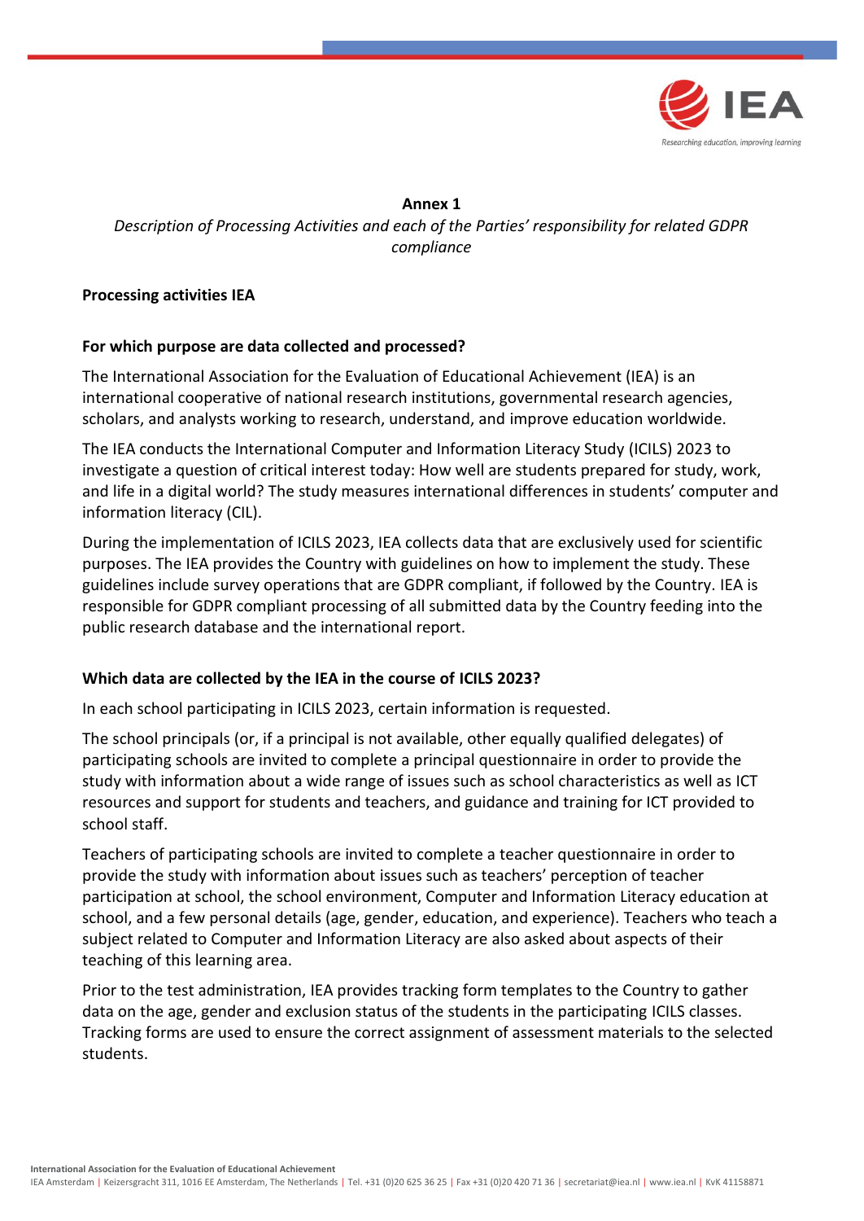**Annex 1**

*Description of Processing Activities and each of the Parties' responsibility for related GDPR compliance*

**Processing activities IEA**

**For which purpose are data collected and processed?**

The International Association for the Evaluation of Educational Achievement (IEA) is an international cooperative of national research institutions, governmental research agencies, scholars, and analysts working to research, understand, and improve education worldwide.

The IEA conducts the International Computer and Information Literacy Study (ICILS) 2023 to investigate a question of critical interest today: How well are students prepared for study, work, and life in a digital world? The study measures international differences in students' computer and information literacy (CIL).

During the implementation of ICILS 2023, IEA collects data that are exclusively used for scientific purposes. The IEA provides the Country with guidelines on how to implement the study. These guidelines include survey operations that are GDPR compliant, if followed by the Country. IEA is responsible for GDPR compliant processing of all submitted data by the Country feeding into the public research database and the international report.

**Which data are collected by the IEA in the course of ICILS 2023?**

In each school participating in ICILS 2023, certain information is requested.

The school principals (or, if a principal is not available, other equally qualified delegates) of participating schools are invited to complete a principal questionnaire in order to provide the study with information about a wide range of issues such as school characteristics as well as ICT resources and support for students and teachers, and guidance and training for ICT provided to school staff.

Teachers of participating schools are invited to complete a teacher questionnaire in order to provide the study with information about issues such as teachers' perception of teacher participation at school, the school environment, Computer and Information Literacy education at school, and a few personal details (age, gender, education, and experience). Teachers who teach a subject related to Computer and Information Literacy are also asked about aspects of their teaching of this learning area.

Prior to the test administration, IEA provides tracking form templates to the Country to gather data on the age, gender and exclusion status of the students in the participating ICILS classes. Tracking forms are used to ensure the correct assignment of assessment materials to the selected students.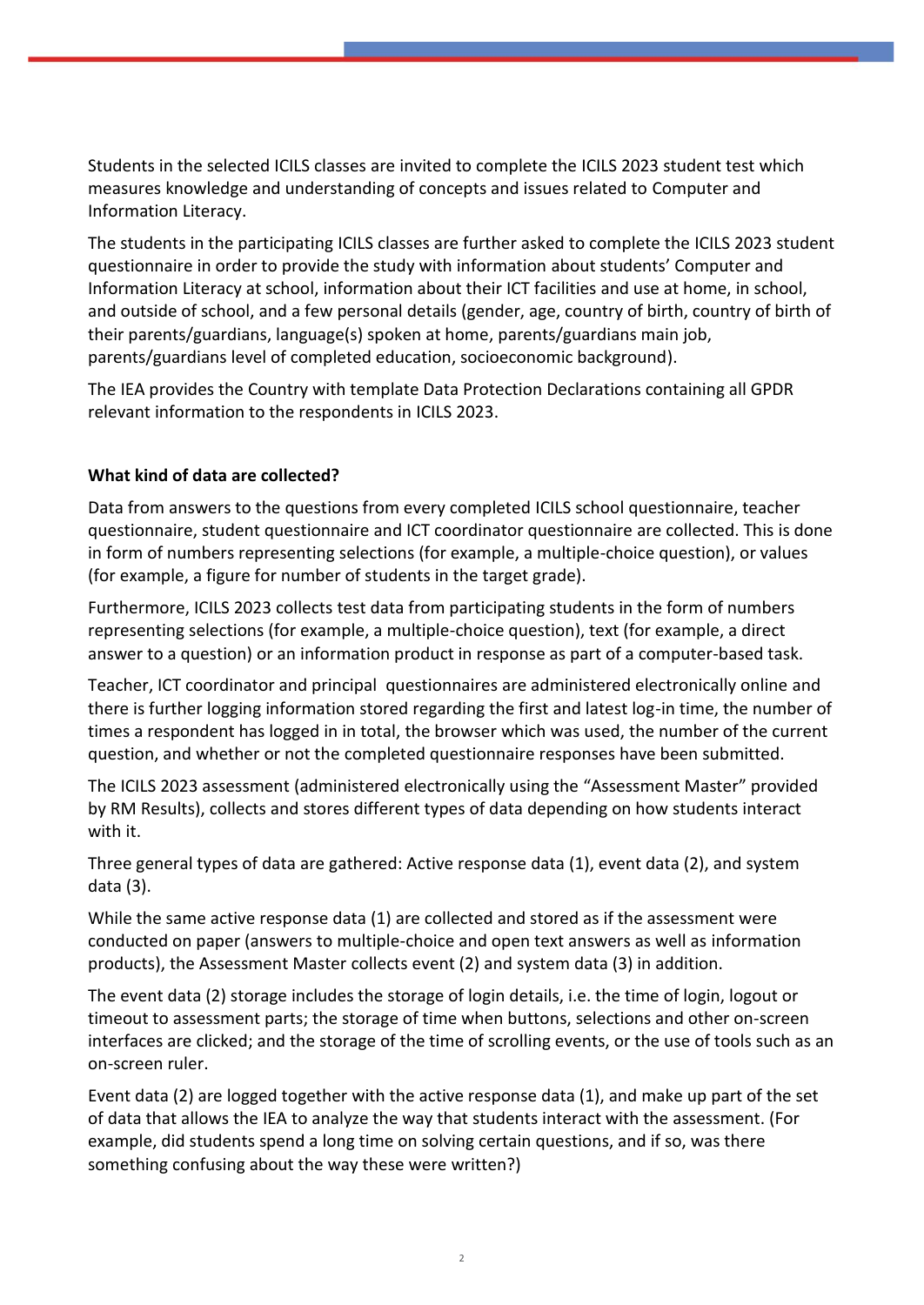Students in the selected ICILS classes are invited to complete the ICILS 2023 student test which measures knowledge and understanding of concepts and issues related to Computer and Information Literacy.

The students in the participating ICILS classes are further asked to complete the ICILS 2023 student questionnaire in order to provide the study with information about students' Computer and Information Literacy at school, information about their ICT facilities and use at home, in school, and outside of school, and a few personal details (gender, age, country of birth, country of birth of their parents/guardians, language(s) spoken at home, parents/guardians main job, parents/guardians level of completed education, socioeconomic background).

The IEA provides the Country with template Data Protection Declarations containing all GPDR relevant information to the respondents in ICILS 2023.

**What kind of data are collected?**

Data from answers to the questions from every completed ICILS school questionnaire, teacher questionnaire, student questionnaire and ICT coordinator questionnaire are collected. This is done in form of numbers representing selections (for example, a multiple-choice question), or values (for example, a figure for number of students in the target grade).

Furthermore, ICILS 2023 collects test data from participating students in the form of numbers representing selections (for example, a multiple-choice question), text (for example, a direct answer to a question) or an information product in response as part of a computer-based task.

Teacher, ICT coordinator and principal questionnaires are administered electronically online and there is further logging information stored regarding the first and latest log-in time, the number of times a respondent has logged in in total, the browser which was used, the number of the current question, and whether or not the completed questionnaire responses have been submitted.

The ICILS 2023 assessment (administered electronically using the "Assessment Master" provided by RM Results), collects and stores different types of data depending on how students interact with it.

Three general types of data are gathered: Active response data (1), event data (2), and system data (3).

While the same active response data (1) are collected and stored as if the assessment were conducted on paper (answers to multiple-choice and open text answers as well as information products), the Assessment Master collects event (2) and system data (3) in addition.

The event data (2) storage includes the storage of login details, i.e. the time of login, logout or timeout to assessment parts; the storage of time when buttons, selections and other on-screen interfaces are clicked; and the storage of the time of scrolling events, or the use of tools such as an on-screen ruler.

Event data (2) are logged together with the active response data (1), and make up part of the set of data that allows the IEA to analyze the way that students interact with the assessment. (For example, did students spend a long time on solving certain questions, and if so, was there something confusing about the way these were written?)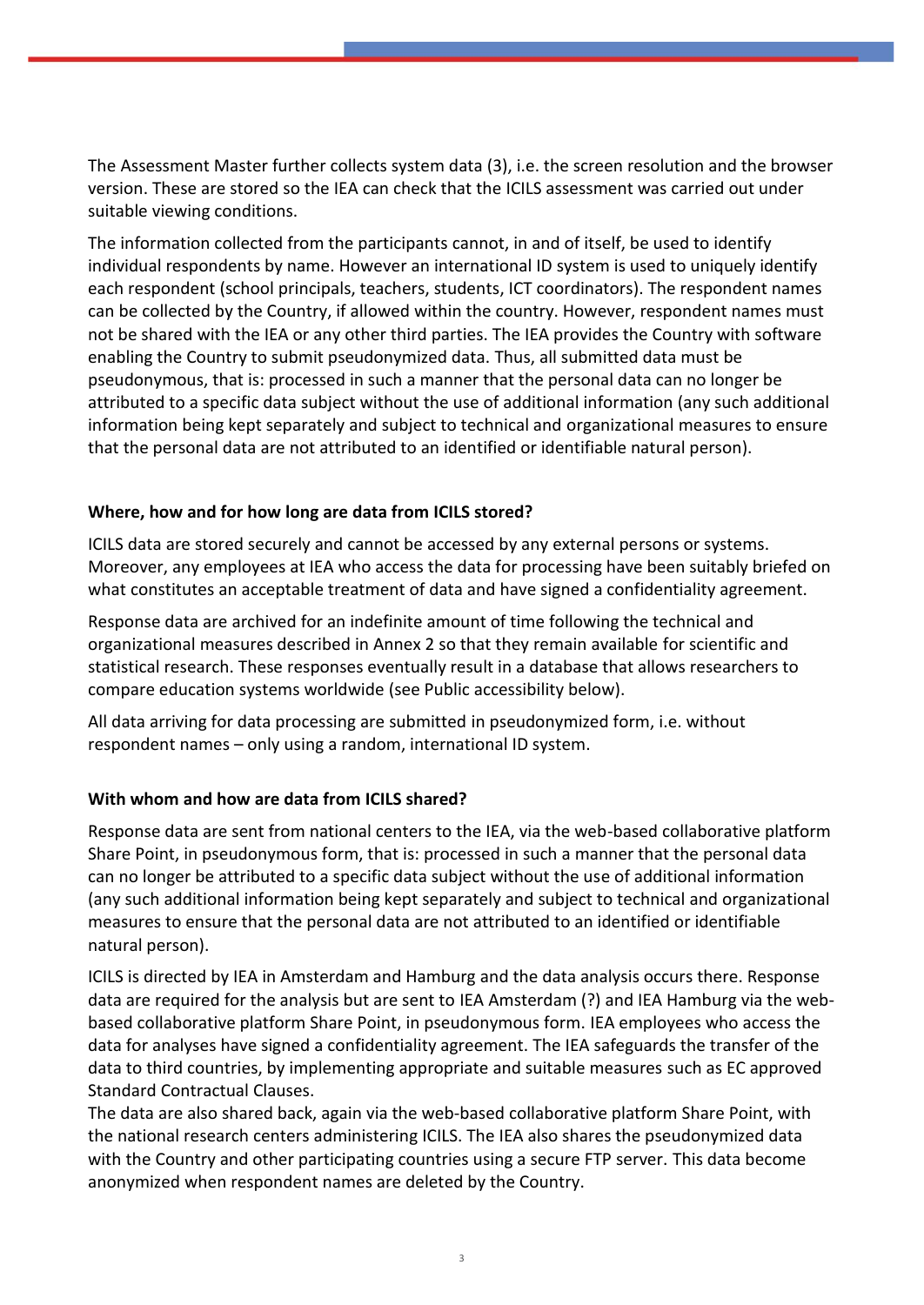The Assessment Master further collects system data (3), i.e. the screen resolution and the browser version. These are stored so the IEA can check that the ICILS assessment was carried out under suitable viewing conditions.

The information collected from the participants cannot, in and of itself, be used to identify individual respondents by name. However an international ID system is used to uniquely identify each respondent (school principals, teachers, students, ICT coordinators). The respondent names can be collected by the Country, if allowed within the country. However, respondent names must not be shared with the IEA or any other third parties. The IEA provides the Country with software enabling the Country to submit pseudonymized data. Thus, all submitted data must be pseudonymous, that is: processed in such a manner that the personal data can no longer be attributed to a specific data subject without the use of additional information (any such additional information being kept separately and subject to technical and organizational measures to ensure that the personal data are not attributed to an identified or identifiable natural person).

**Where, how and for how long are data from ICILS stored?**

ICILS data are stored securely and cannot be accessed by any external persons or systems. Moreover, any employees at IEA who access the data for processing have been suitably briefed on what constitutes an acceptable treatment of data and have signed a confidentiality agreement.

Response data are archived for an indefinite amount of time following the technical and organizational measures described in Annex 2 so that they remain available for scientific and statistical research. These responses eventually result in a database that allows researchers to compare education systems worldwide (see Public accessibility below).

All data arriving for data processing are submitted in pseudonymized form, i.e. without respondent names – only using a random, international ID system.

**With whom and how are data from ICILS shared?**

Response data are sent from national centers to the IEA, via the web-based collaborative platform Share Point, in pseudonymous form, that is: processed in such a manner that the personal data can no longer be attributed to a specific data subject without the use of additional information (any such additional information being kept separately and subject to technical and organizational measures to ensure that the personal data are not attributed to an identified or identifiable natural person).

ICILS is directed by IEA in Amsterdam and Hamburg and the data analysis occurs there. Response data are required for the analysis but are sent to IEA Amsterdam (?) and IEA Hamburg via the web-based collaborative platform Share Point, in pseudonymous form. IEA employees who access the data for analyses have signed a confidentiality agreement. The IEA safeguards the transfer of the data to third countries, by implementing appropriate and suitable measures such as EC approved Standard Contractual Clauses.

The data are also shared back, again via the web-based collaborative platform Share Point, with the national research centers administering ICILS. The IEA also shares the pseudonymized data with the Country and other participating countries using a secure FTP server. This data become anonymized when respondent names are deleted by the Country.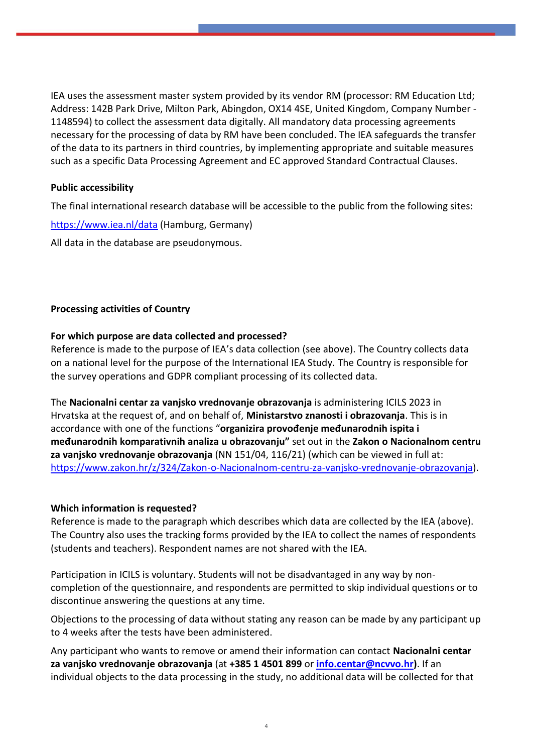IEA uses the assessment master system provided by its vendor RM (processor: RM Education Ltd; Address: 142B Park Drive, Milton Park, Abingdon, OX14 4SE, United Kingdom, Company Number - 1148594) to collect the assessment data digitally. All mandatory data processing agreements necessary for the processing of data by RM have been concluded. The IEA safeguards the transfer of the data to its partners in third countries, by implementing appropriate and suitable measures such as a specific Data Processing Agreement and EC approved Standard Contractual Clauses.

**Public accessibility**

The final international research database will be accessible to the public from the following sites:

[https://www.iea.nl/data](https://www.iea.nl/data) (Hamburg, Germany)

All data in the database are pseudonymous.

**Processing activities of Country**

**For which purpose are data collected and processed?**

Reference is made to the purpose of IEA's data collection (see above). The Country collects data on a national level for the purpose of the International IEA Study. The Country is responsible for the survey operations and GDPR compliant processing of its collected data.

The **Nacionalni centar za vanjsko vrednovanje obrazovanja** is administering ICILS 2023 in Hrvatska at the request of, and on behalf of, **Ministarstvo znanosti i obrazovanja**. This is in accordance with one of the functions "**organizira provođenje međunarodnih ispita i međunarodnih komparativnih analiza u obrazovanju"** set out in the **Zakon o Nacionalnom centru za vanjsko vrednovanje obrazovanja** (NN 151/04, 116/21) (which can be viewed in full at: [https://www.zakon.hr/z/324/Zakon-o-Nacionalnom-centru-za-vanjsko-vrednovanje-obrazovanja](https://www.zakon.hr/z/324/Zakon-o-Nacionalnom-centru-za-vanjsko-vrednovanje-obrazovanja)).

**Which information is requested?**

Reference is made to the paragraph which describes which data are collected by the IEA (above). The Country also uses the tracking forms provided by the IEA to collect the names of respondents (students and teachers). Respondent names are not shared with the IEA.

Participation in ICILS is voluntary. Students will not be disadvantaged in any way by non-completion of the questionnaire, and respondents are permitted to skip individual questions or to discontinue answering the questions at any time.

Objections to the processing of data without stating any reason can be made by any participant up to 4 weeks after the tests have been administered.

Any participant who wants to remove or amend their information can contact **Nacionalni centar za vanjsko vrednovanje obrazovanja** (at **+385 1 4501 899** or **[info.centar@ncvvo.hr](mailto:info.centar@ncvvo.hr)**). If an individual objects to the data processing in the study, no additional data will be collected for that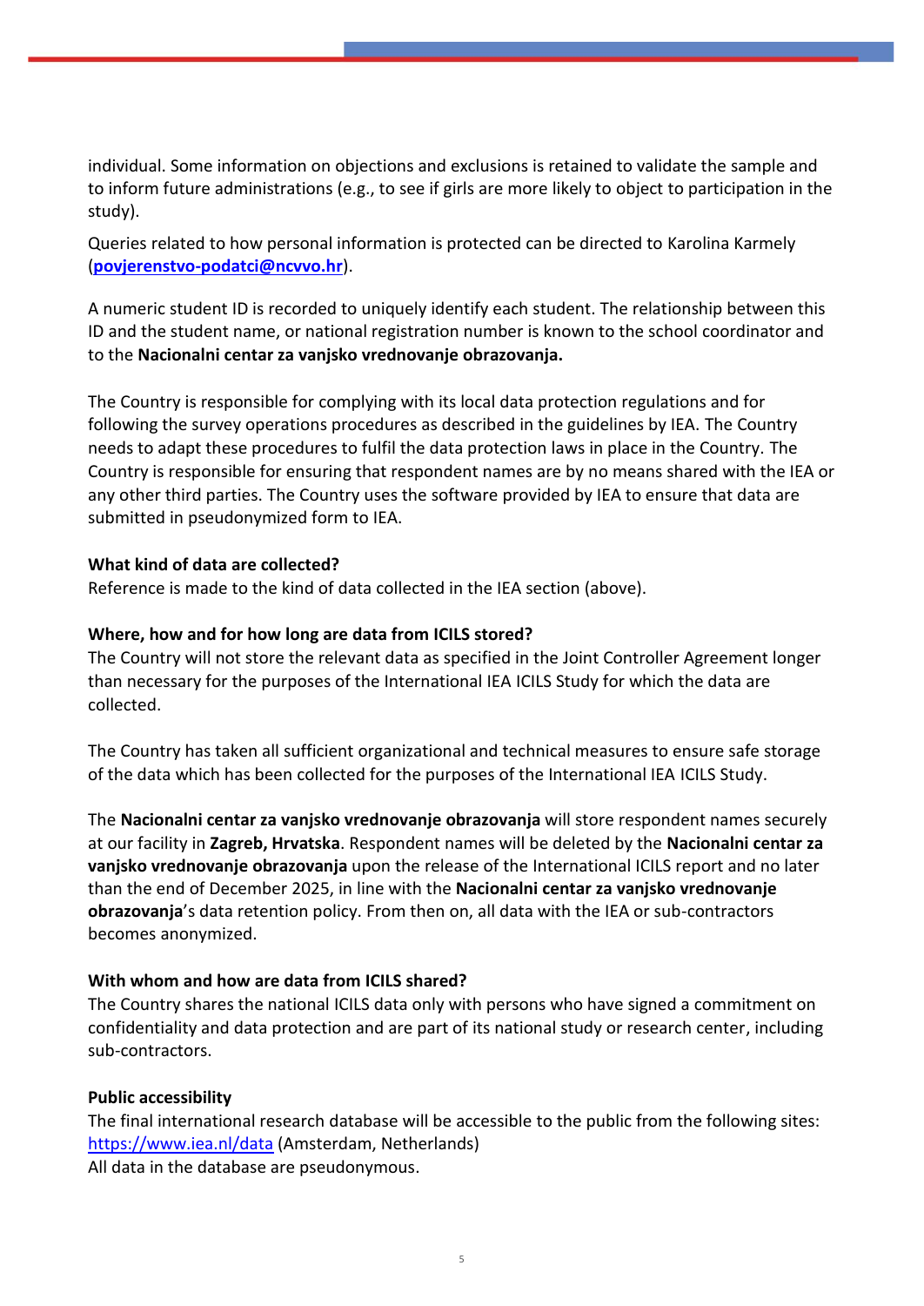individual. Some information on objections and exclusions is retained to validate the sample and to inform future administrations (e.g., to see if girls are more likely to object to participation in the study).

Queries related to how personal information is protected can be directed to Karolina Karmely (**povjerenstvo-podatci@ncvvo.hr**).

A numeric student ID is recorded to uniquely identify each student. The relationship between this ID and the student name, or national registration number is known to the school coordinator and to the **Nacionalni centar za vanjsko vrednovanje obrazovanja.**

The Country is responsible for complying with its local data protection regulations and for following the survey operations procedures as described in the guidelines by IEA. The Country needs to adapt these procedures to fulfil the data protection laws in place in the Country. The Country is responsible for ensuring that respondent names are by no means shared with the IEA or any other third parties. The Country uses the software provided by IEA to ensure that data are submitted in pseudonymized form to IEA.

**What kind of data are collected?**
Reference is made to the kind of data collected in the IEA section (above).

**Where, how and for how long are data from ICILS stored?**
The Country will not store the relevant data as specified in the Joint Controller Agreement longer than necessary for the purposes of the International IEA ICILS Study for which the data are collected.

The Country has taken all sufficient organizational and technical measures to ensure safe storage of the data which has been collected for the purposes of the International IEA ICILS Study.

The **Nacionalni centar za vanjsko vrednovanje obrazovanja** will store respondent names securely at our facility in **Zagreb, Hrvatska**. Respondent names will be deleted by the **Nacionalni centar za vanjsko vrednovanje obrazovanja** upon the release of the International ICILS report and no later than the end of December 2025, in line with the **Nacionalni centar za vanjsko vrednovanje obrazovanja**'s data retention policy. From then on, all data with the IEA or sub-contractors becomes anonymized.

**With whom and how are data from ICILS shared?**
The Country shares the national ICILS data only with persons who have signed a commitment on confidentiality and data protection and are part of its national study or research center, including sub-contractors.

**Public accessibility**
The final international research database will be accessible to the public from the following sites:
https://www.iea.nl/data (Amsterdam, Netherlands)
All data in the database are pseudonymous.